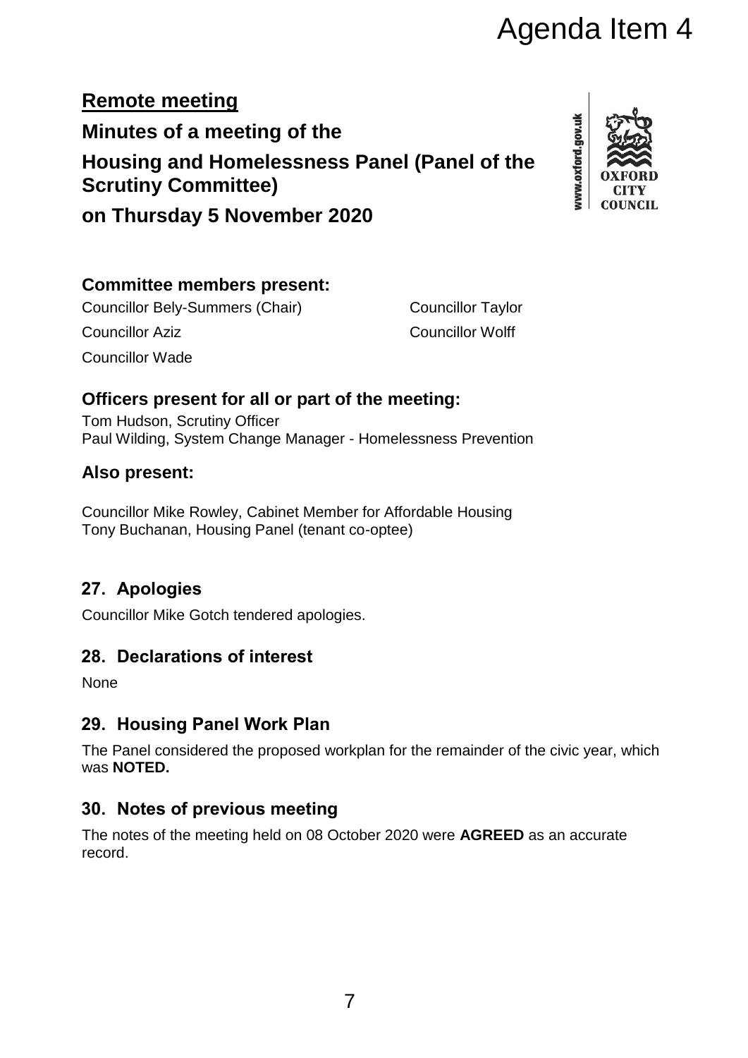Agenda Item 4

**Remote meeting**

# Minutes of a meeting of the Housing and Homelessness Panel (Panel of the Scrutiny Committee) on Thursday 5 November 2020

## Committee members present:

Councillor Bely-Summers (Chair)
Councillor Taylor
Councillor Aziz
Councillor Wolff
Councillor Wade

## Officers present for all or part of the meeting:

Tom Hudson, Scrutiny Officer
Paul Wilding, System Change Manager - Homelessness Prevention

## Also present:

Councillor Mike Rowley, Cabinet Member for Affordable Housing
Tony Buchanan, Housing Panel (tenant co-optee)

## 27. Apologies

Councillor Mike Gotch tendered apologies.

## 28. Declarations of interest

None

## 29. Housing Panel Work Plan

The Panel considered the proposed workplan for the remainder of the civic year, which was **NOTED.**

## 30. Notes of previous meeting

The notes of the meeting held on 08 October 2020 were **AGREED** as an accurate record.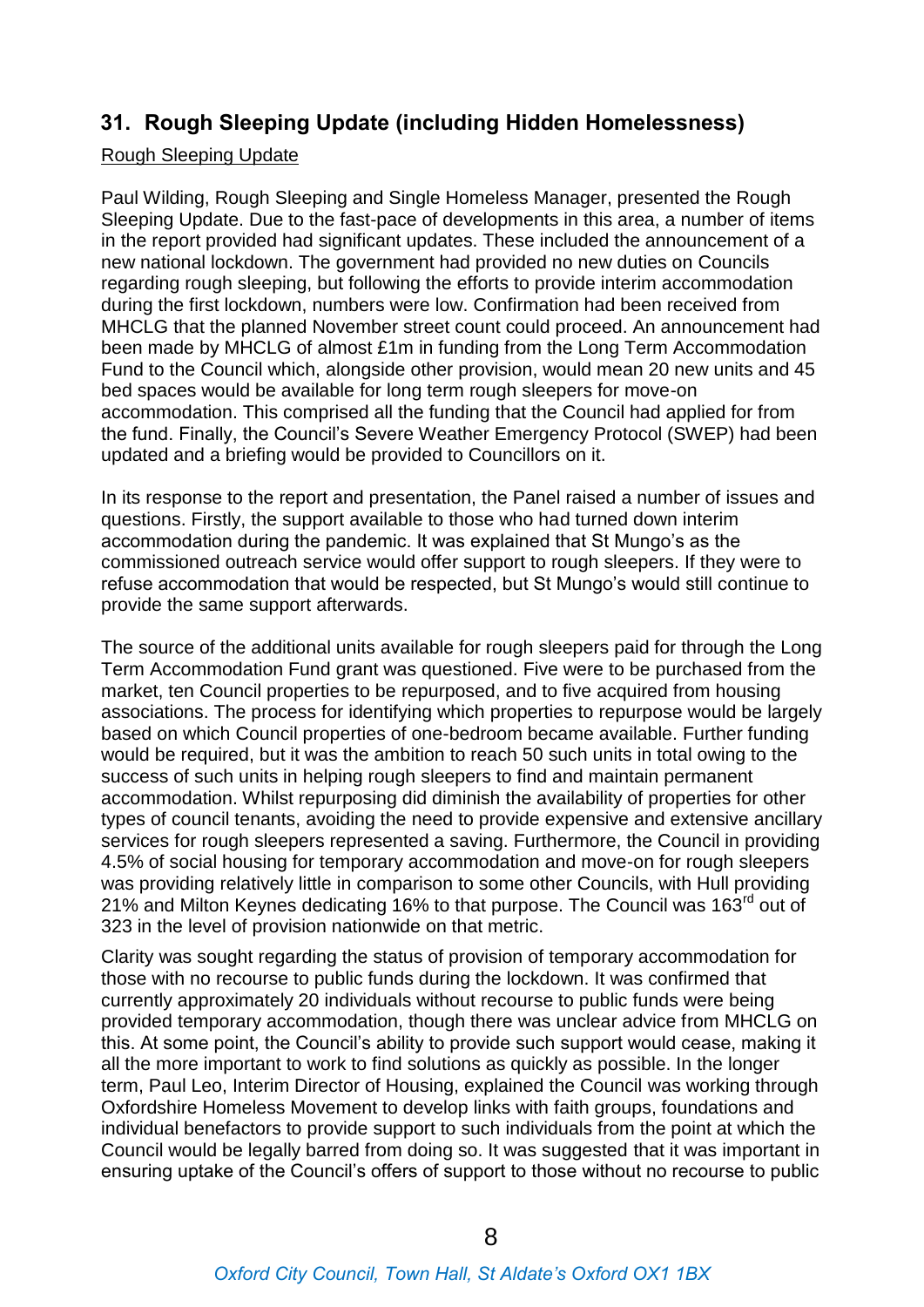## 31. Rough Sleeping Update (including Hidden Homelessness)

Rough Sleeping Update

Paul Wilding, Rough Sleeping and Single Homeless Manager, presented the Rough Sleeping Update. Due to the fast-pace of developments in this area, a number of items in the report provided had significant updates. These included the announcement of a new national lockdown. The government had provided no new duties on Councils regarding rough sleeping, but following the efforts to provide interim accommodation during the first lockdown, numbers were low. Confirmation had been received from MHCLG that the planned November street count could proceed. An announcement had been made by MHCLG of almost £1m in funding from the Long Term Accommodation Fund to the Council which, alongside other provision, would mean 20 new units and 45 bed spaces would be available for long term rough sleepers for move-on accommodation. This comprised all the funding that the Council had applied for from the fund. Finally, the Council's Severe Weather Emergency Protocol (SWEP) had been updated and a briefing would be provided to Councillors on it.

In its response to the report and presentation, the Panel raised a number of issues and questions. Firstly, the support available to those who had turned down interim accommodation during the pandemic. It was explained that St Mungo's as the commissioned outreach service would offer support to rough sleepers. If they were to refuse accommodation that would be respected, but St Mungo's would still continue to provide the same support afterwards.

The source of the additional units available for rough sleepers paid for through the Long Term Accommodation Fund grant was questioned. Five were to be purchased from the market, ten Council properties to be repurposed, and to five acquired from housing associations. The process for identifying which properties to repurpose would be largely based on which Council properties of one-bedroom became available. Further funding would be required, but it was the ambition to reach 50 such units in total owing to the success of such units in helping rough sleepers to find and maintain permanent accommodation. Whilst repurposing did diminish the availability of properties for other types of council tenants, avoiding the need to provide expensive and extensive ancillary services for rough sleepers represented a saving. Furthermore, the Council in providing 4.5% of social housing for temporary accommodation and move-on for rough sleepers was providing relatively little in comparison to some other Councils, with Hull providing 21% and Milton Keynes dedicating 16% to that purpose. The Council was 163rd out of 323 in the level of provision nationwide on that metric.

Clarity was sought regarding the status of provision of temporary accommodation for those with no recourse to public funds during the lockdown. It was confirmed that currently approximately 20 individuals without recourse to public funds were being provided temporary accommodation, though there was unclear advice from MHCLG on this. At some point, the Council's ability to provide such support would cease, making it all the more important to work to find solutions as quickly as possible. In the longer term, Paul Leo, Interim Director of Housing, explained the Council was working through Oxfordshire Homeless Movement to develop links with faith groups, foundations and individual benefactors to provide support to such individuals from the point at which the Council would be legally barred from doing so. It was suggested that it was important in ensuring uptake of the Council's offers of support to those without no recourse to public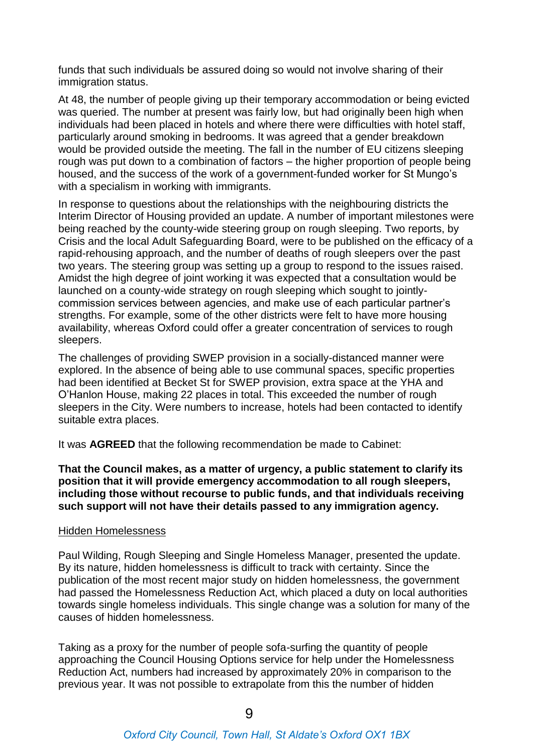funds that such individuals be assured doing so would not involve sharing of their immigration status.

At 48, the number of people giving up their temporary accommodation or being evicted was queried. The number at present was fairly low, but had originally been high when individuals had been placed in hotels and where there were difficulties with hotel staff, particularly around smoking in bedrooms. It was agreed that a gender breakdown would be provided outside the meeting. The fall in the number of EU citizens sleeping rough was put down to a combination of factors – the higher proportion of people being housed, and the success of the work of a government-funded worker for St Mungo's with a specialism in working with immigrants.

In response to questions about the relationships with the neighbouring districts the Interim Director of Housing provided an update. A number of important milestones were being reached by the county-wide steering group on rough sleeping. Two reports, by Crisis and the local Adult Safeguarding Board, were to be published on the efficacy of a rapid-rehousing approach, and the number of deaths of rough sleepers over the past two years. The steering group was setting up a group to respond to the issues raised. Amidst the high degree of joint working it was expected that a consultation would be launched on a county-wide strategy on rough sleeping which sought to jointly-commission services between agencies, and make use of each particular partner's strengths. For example, some of the other districts were felt to have more housing availability, whereas Oxford could offer a greater concentration of services to rough sleepers.

The challenges of providing SWEP provision in a socially-distanced manner were explored. In the absence of being able to use communal spaces, specific properties had been identified at Becket St for SWEP provision, extra space at the YHA and O'Hanlon House, making 22 places in total. This exceeded the number of rough sleepers in the City. Were numbers to increase, hotels had been contacted to identify suitable extra places.

It was **AGREED** that the following recommendation be made to Cabinet:

**That the Council makes, as a matter of urgency, a public statement to clarify its position that it will provide emergency accommodation to all rough sleepers, including those without recourse to public funds, and that individuals receiving such support will not have their details passed to any immigration agency.**

<u>Hidden Homelessness</u>

Paul Wilding, Rough Sleeping and Single Homeless Manager, presented the update. By its nature, hidden homelessness is difficult to track with certainty. Since the publication of the most recent major study on hidden homelessness, the government had passed the Homelessness Reduction Act, which placed a duty on local authorities towards single homeless individuals. This single change was a solution for many of the causes of hidden homelessness.

Taking as a proxy for the number of people sofa-surfing the quantity of people approaching the Council Housing Options service for help under the Homelessness Reduction Act, numbers had increased by approximately 20% in comparison to the previous year. It was not possible to extrapolate from this the number of hidden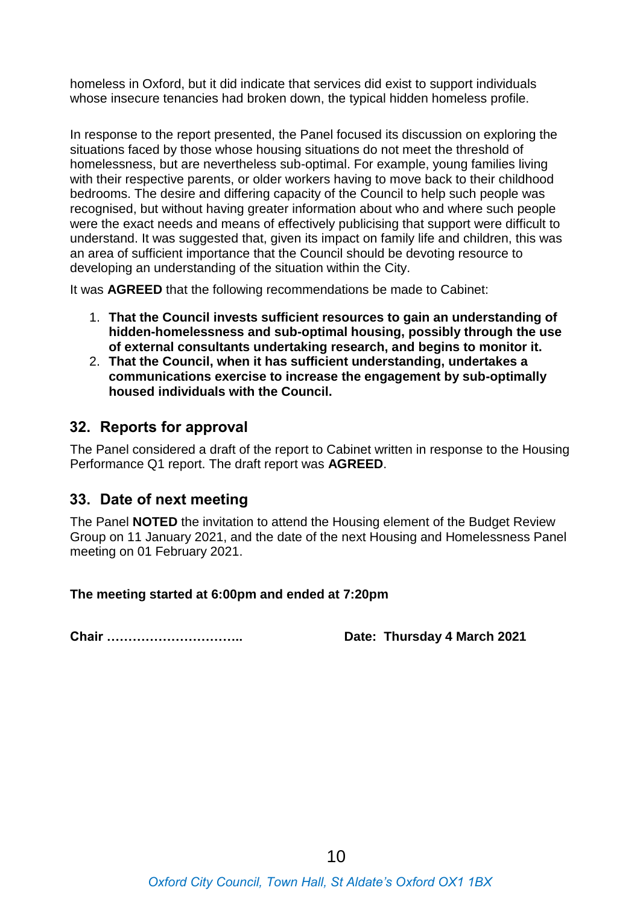homeless in Oxford, but it did indicate that services did exist to support individuals whose insecure tenancies had broken down, the typical hidden homeless profile.

In response to the report presented, the Panel focused its discussion on exploring the situations faced by those whose housing situations do not meet the threshold of homelessness, but are nevertheless sub-optimal. For example, young families living with their respective parents, or older workers having to move back to their childhood bedrooms. The desire and differing capacity of the Council to help such people was recognised, but without having greater information about who and where such people were the exact needs and means of effectively publicising that support were difficult to understand. It was suggested that, given its impact on family life and children, this was an area of sufficient importance that the Council should be devoting resource to developing an understanding of the situation within the City.

It was **AGREED** that the following recommendations be made to Cabinet:

1. **That the Council invests sufficient resources to gain an understanding of hidden-homelessness and sub-optimal housing, possibly through the use of external consultants undertaking research, and begins to monitor it.**
2. **That the Council, when it has sufficient understanding, undertakes a communications exercise to increase the engagement by sub-optimally housed individuals with the Council.**

## 32. Reports for approval

The Panel considered a draft of the report to Cabinet written in response to the Housing Performance Q1 report. The draft report was **AGREED**.

## 33. Date of next meeting

The Panel **NOTED** the invitation to attend the Housing element of the Budget Review Group on 11 January 2021, and the date of the next Housing and Homelessness Panel meeting on 01 February 2021.

**The meeting started at 6:00pm and ended at 7:20pm**

**Chair …………………………..** **Date: Thursday 4 March 2021**